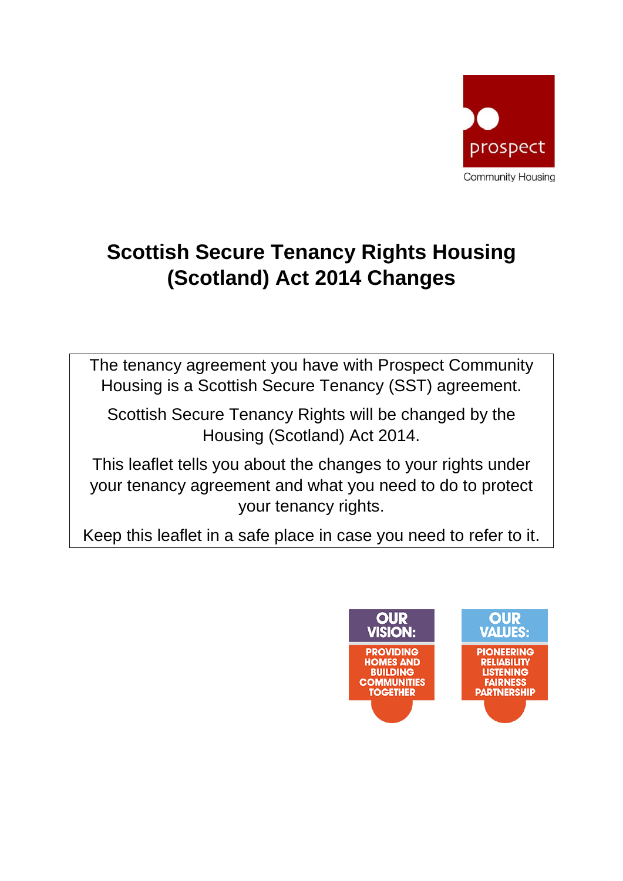prospect

Community Housing

# Scottish Secure Tenancy Rights Housing (Scotland) Act 2014 Changes

The tenancy agreement you have with Prospect Community Housing is a Scottish Secure Tenancy (SST) agreement.

Scottish Secure Tenancy Rights will be changed by the Housing (Scotland) Act 2014.

This leaflet tells you about the changes to your rights under your tenancy agreement and what you need to do to protect your tenancy rights.

Keep this leaflet in a safe place in case you need to refer to it.

**OUR VISION:** PROVIDING HOMES AND BUILDING COMMUNITIES TOGETHER

**OUR VALUES:** PIONEERING RELIABILITY LISTENING FAIRNESS PARTNERSHIP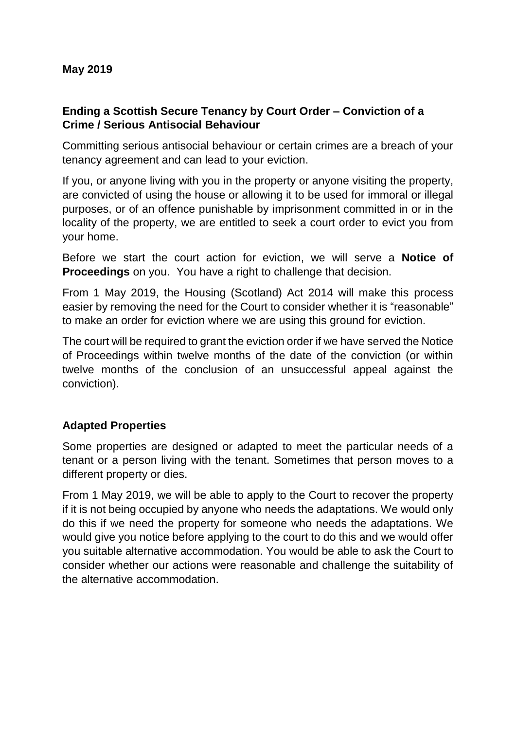**May 2019**

**Ending a Scottish Secure Tenancy by Court Order – Conviction of a Crime / Serious Antisocial Behaviour**

Committing serious antisocial behaviour or certain crimes are a breach of your tenancy agreement and can lead to your eviction.

If you, or anyone living with you in the property or anyone visiting the property, are convicted of using the house or allowing it to be used for immoral or illegal purposes, or of an offence punishable by imprisonment committed in or in the locality of the property, we are entitled to seek a court order to evict you from your home.

Before we start the court action for eviction, we will serve a **Notice of Proceedings** on you. You have a right to challenge that decision.

From 1 May 2019, the Housing (Scotland) Act 2014 will make this process easier by removing the need for the Court to consider whether it is "reasonable" to make an order for eviction where we are using this ground for eviction.

The court will be required to grant the eviction order if we have served the Notice of Proceedings within twelve months of the date of the conviction (or within twelve months of the conclusion of an unsuccessful appeal against the conviction).

**Adapted Properties**

Some properties are designed or adapted to meet the particular needs of a tenant or a person living with the tenant. Sometimes that person moves to a different property or dies.

From 1 May 2019, we will be able to apply to the Court to recover the property if it is not being occupied by anyone who needs the adaptations. We would only do this if we need the property for someone who needs the adaptations. We would give you notice before applying to the court to do this and we would offer you suitable alternative accommodation. You would be able to ask the Court to consider whether our actions were reasonable and challenge the suitability of the alternative accommodation.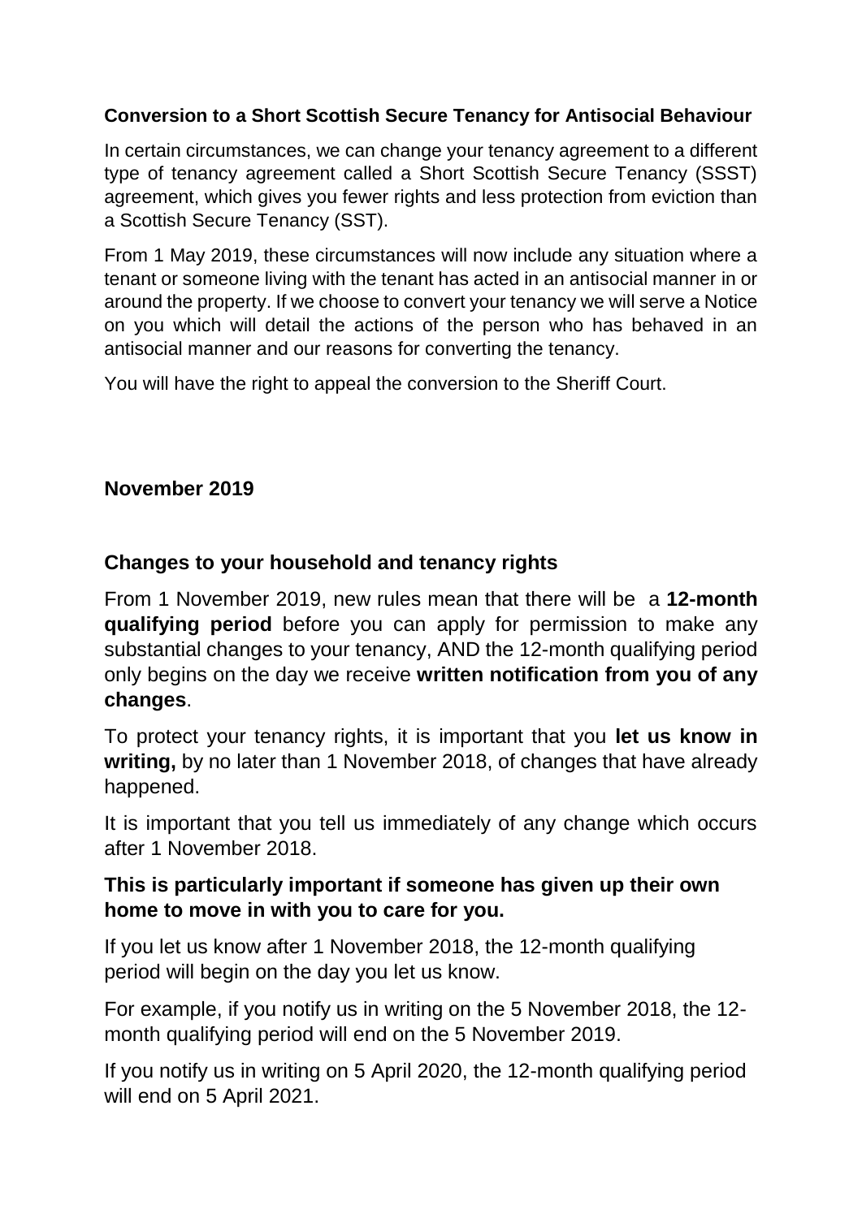### Conversion to a Short Scottish Secure Tenancy for Antisocial Behaviour

In certain circumstances, we can change your tenancy agreement to a different type of tenancy agreement called a Short Scottish Secure Tenancy (SSST) agreement, which gives you fewer rights and less protection from eviction than a Scottish Secure Tenancy (SST).

From 1 May 2019, these circumstances will now include any situation where a tenant or someone living with the tenant has acted in an antisocial manner in or around the property. If we choose to convert your tenancy we will serve a Notice on you which will detail the actions of the person who has behaved in an antisocial manner and our reasons for converting the tenancy.

You will have the right to appeal the conversion to the Sheriff Court.

## November 2019

### Changes to your household and tenancy rights

From 1 November 2019, new rules mean that there will be a **12-month qualifying period** before you can apply for permission to make any substantial changes to your tenancy, AND the 12-month qualifying period only begins on the day we receive **written notification from you of any changes**.

To protect your tenancy rights, it is important that you **let us know in writing,** by no later than 1 November 2018, of changes that have already happened.

It is important that you tell us immediately of any change which occurs after 1 November 2018.

**This is particularly important if someone has given up their own home to move in with you to care for you.**

If you let us know after 1 November 2018, the 12-month qualifying period will begin on the day you let us know.

For example, if you notify us in writing on the 5 November 2018, the 12-month qualifying period will end on the 5 November 2019.

If you notify us in writing on 5 April 2020, the 12-month qualifying period will end on 5 April 2021.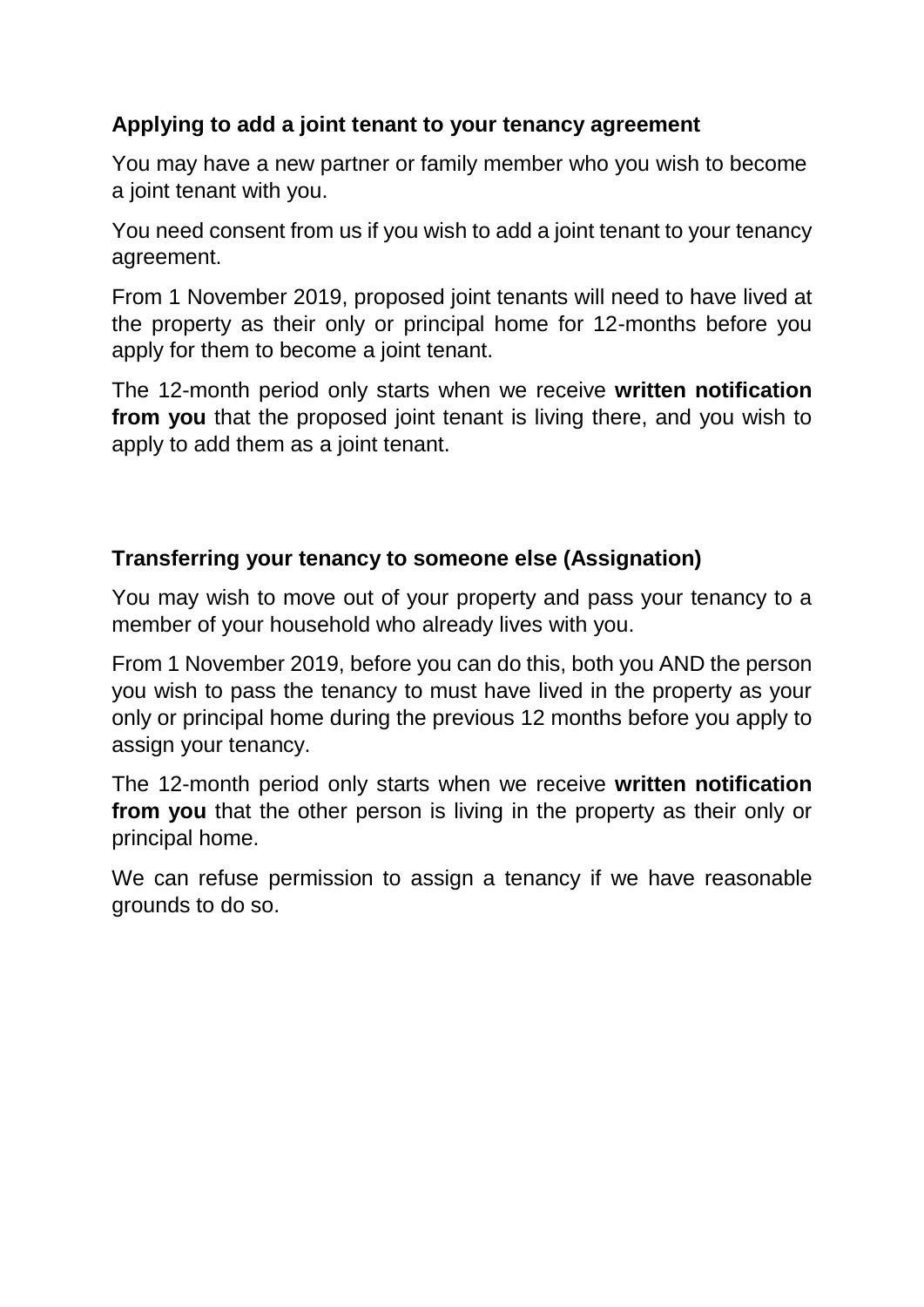## Applying to add a joint tenant to your tenancy agreement

You may have a new partner or family member who you wish to become a joint tenant with you.

You need consent from us if you wish to add a joint tenant to your tenancy agreement.

From 1 November 2019, proposed joint tenants will need to have lived at the property as their only or principal home for 12-months before you apply for them to become a joint tenant.

The 12-month period only starts when we receive **written notification from you** that the proposed joint tenant is living there, and you wish to apply to add them as a joint tenant.

## Transferring your tenancy to someone else (Assignation)

You may wish to move out of your property and pass your tenancy to a member of your household who already lives with you.

From 1 November 2019, before you can do this, both you AND the person you wish to pass the tenancy to must have lived in the property as your only or principal home during the previous 12 months before you apply to assign your tenancy.

The 12-month period only starts when we receive **written notification from you** that the other person is living in the property as their only or principal home.

We can refuse permission to assign a tenancy if we have reasonable grounds to do so.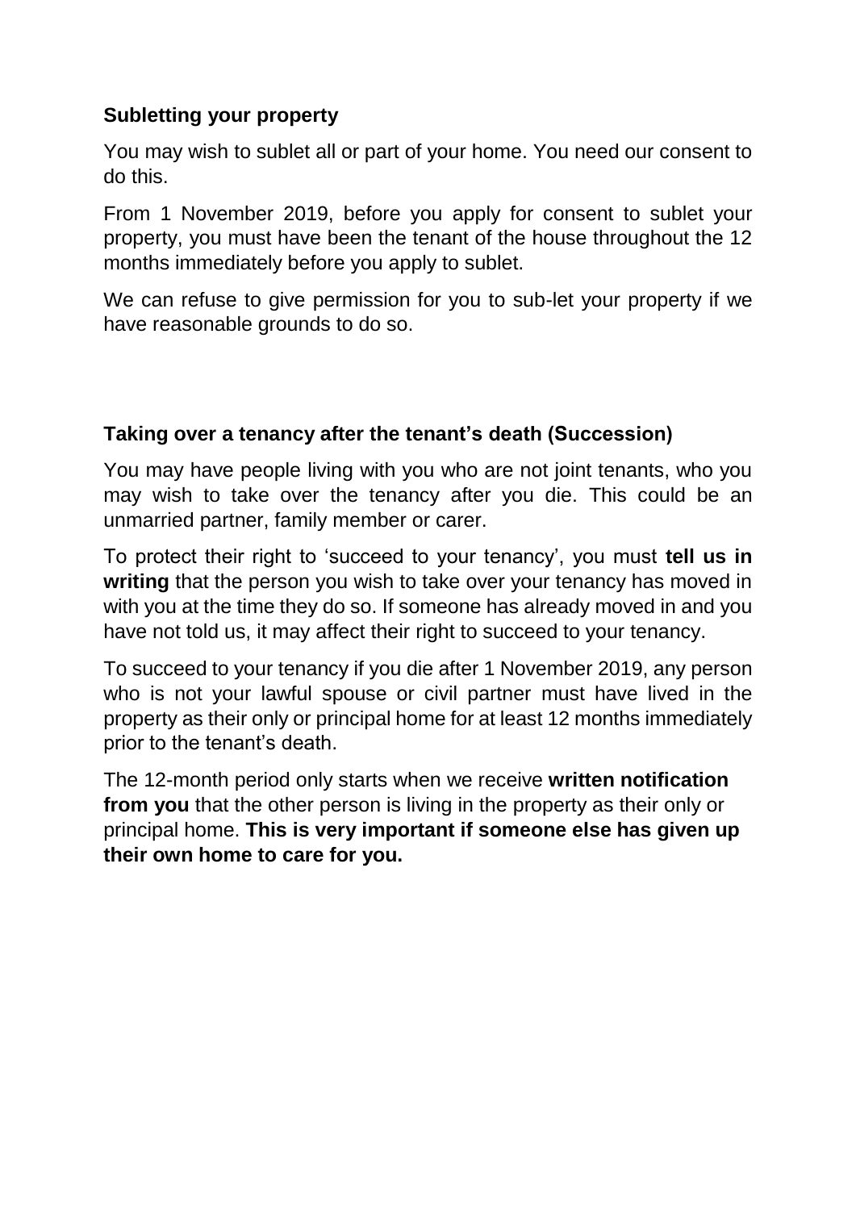**Subletting your property**

You may wish to sublet all or part of your home. You need our consent to do this.

From 1 November 2019, before you apply for consent to sublet your property, you must have been the tenant of the house throughout the 12 months immediately before you apply to sublet.

We can refuse to give permission for you to sub-let your property if we have reasonable grounds to do so.

**Taking over a tenancy after the tenant's death (Succession)**

You may have people living with you who are not joint tenants, who you may wish to take over the tenancy after you die. This could be an unmarried partner, family member or carer.

To protect their right to 'succeed to your tenancy', you must **tell us in writing** that the person you wish to take over your tenancy has moved in with you at the time they do so. If someone has already moved in and you have not told us, it may affect their right to succeed to your tenancy.

To succeed to your tenancy if you die after 1 November 2019, any person who is not your lawful spouse or civil partner must have lived in the property as their only or principal home for at least 12 months immediately prior to the tenant's death.

The 12-month period only starts when we receive **written notification from you** that the other person is living in the property as their only or principal home. **This is very important if someone else has given up their own home to care for you.**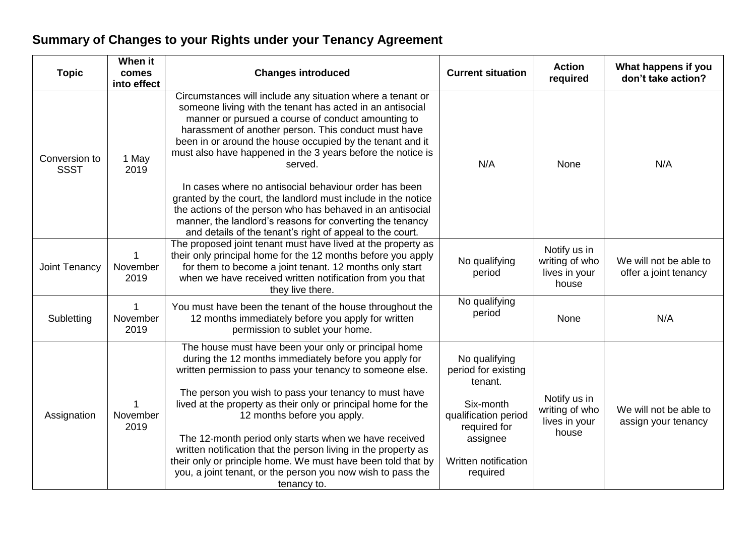## Summary of Changes to your Rights under your Tenancy Agreement

| Topic | When it comes into effect | Changes introduced | Current situation | Action required | What happens if you don't take action? |
|---|---|---|---|---|---|
| Conversion to SSST | 1 May 2019 | Circumstances will include any situation where a tenant or someone living with the tenant has acted in an antisocial manner or pursued a course of conduct amounting to harassment of another person. This conduct must have been in or around the house occupied by the tenant and it must also have happened in the 3 years before the notice is served.<br><br>In cases where no antisocial behaviour order has been granted by the court, the landlord must include in the notice the actions of the person who has behaved in an antisocial manner, the landlord's reasons for converting the tenancy and details of the tenant's right of appeal to the court. | N/A | None | N/A |
| Joint Tenancy | 1 November 2019 | The proposed joint tenant must have lived at the property as their only principal home for the 12 months before you apply for them to become a joint tenant. 12 months only start when we have received written notification from you that they live there. | No qualifying period | Notify us in writing of who lives in your house | We will not be able to offer a joint tenancy |
| Subletting | 1 November 2019 | You must have been the tenant of the house throughout the 12 months immediately before you apply for written permission to sublet your home. | No qualifying period | None | N/A |
| Assignation | 1 November 2019 | The house must have been your only or principal home during the 12 months immediately before you apply for written permission to pass your tenancy to someone else.<br><br>The person you wish to pass your tenancy to must have lived at the property as their only or principal home for the 12 months before you apply.<br><br>The 12-month period only starts when we have received written notification that the person living in the property as their only or principle home. We must have been told that by you, a joint tenant, or the person you now wish to pass the tenancy to. | No qualifying period for existing tenant.<br><br>Six-month qualification period required for assignee<br><br>Written notification required | Notify us in writing of who lives in your house | We will not be able to assign your tenancy |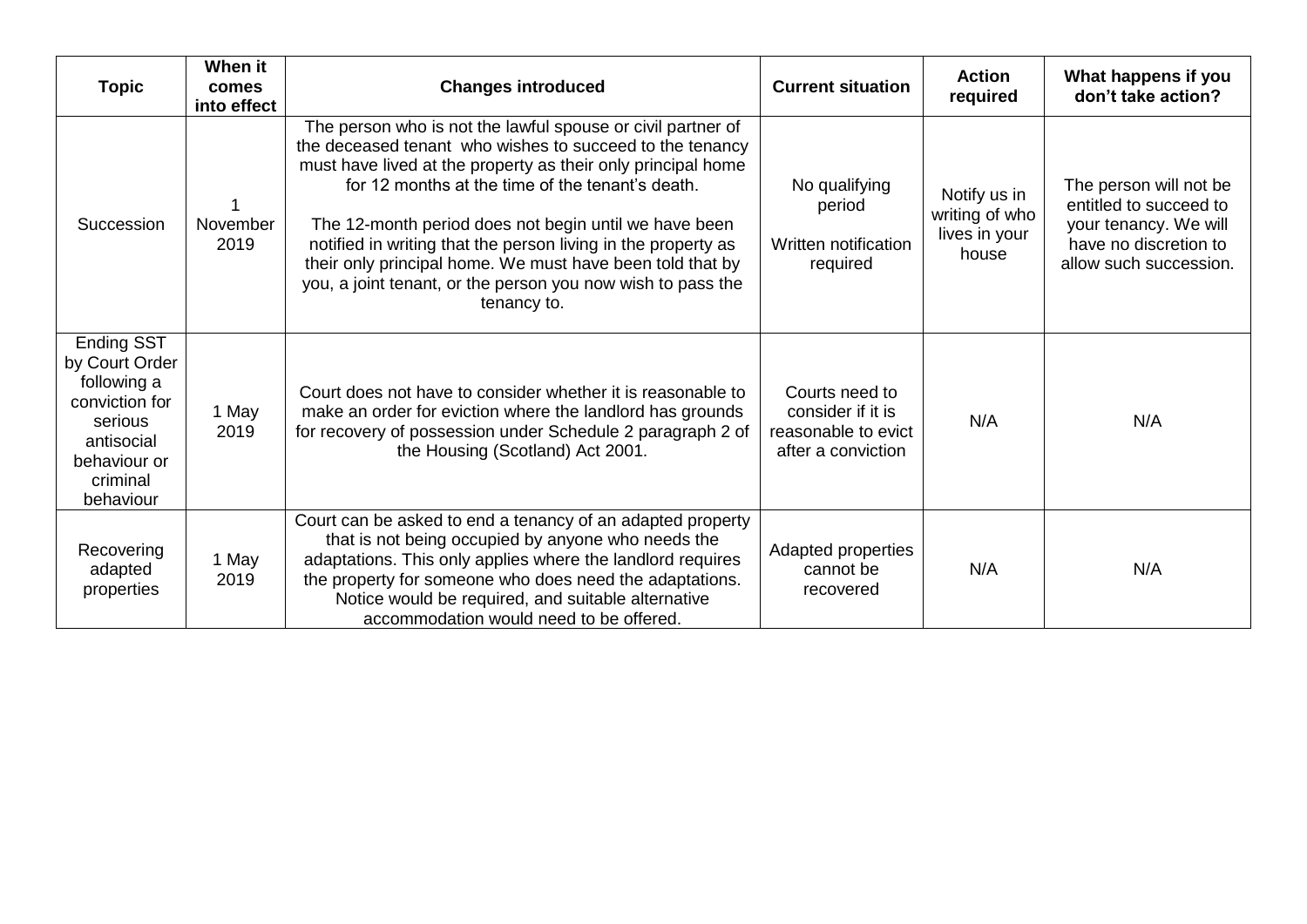| Topic | When it comes into effect | Changes introduced | Current situation | Action required | What happens if you don't take action? |
|---|---|---|---|---|---|
| Succession | 1 November 2019 | The person who is not the lawful spouse or civil partner of the deceased tenant who wishes to succeed to the tenancy must have lived at the property as their only principal home for 12 months at the time of the tenant's death.<br><br>The 12-month period does not begin until we have been notified in writing that the person living in the property as their only principal home. We must have been told that by you, a joint tenant, or the person you now wish to pass the tenancy to. | No qualifying period<br><br>Written notification required | Notify us in writing of who lives in your house | The person will not be entitled to succeed to your tenancy. We will have no discretion to allow such succession. |
| Ending SST by Court Order following a conviction for serious antisocial behaviour or criminal behaviour | 1 May 2019 | Court does not have to consider whether it is reasonable to make an order for eviction where the landlord has grounds for recovery of possession under Schedule 2 paragraph 2 of the Housing (Scotland) Act 2001. | Courts need to consider if it is reasonable to evict after a conviction | N/A | N/A |
| Recovering adapted properties | 1 May 2019 | Court can be asked to end a tenancy of an adapted property that is not being occupied by anyone who needs the adaptations. This only applies where the landlord requires the property for someone who does need the adaptations. Notice would be required, and suitable alternative accommodation would need to be offered. | Adapted properties cannot be recovered | N/A | N/A |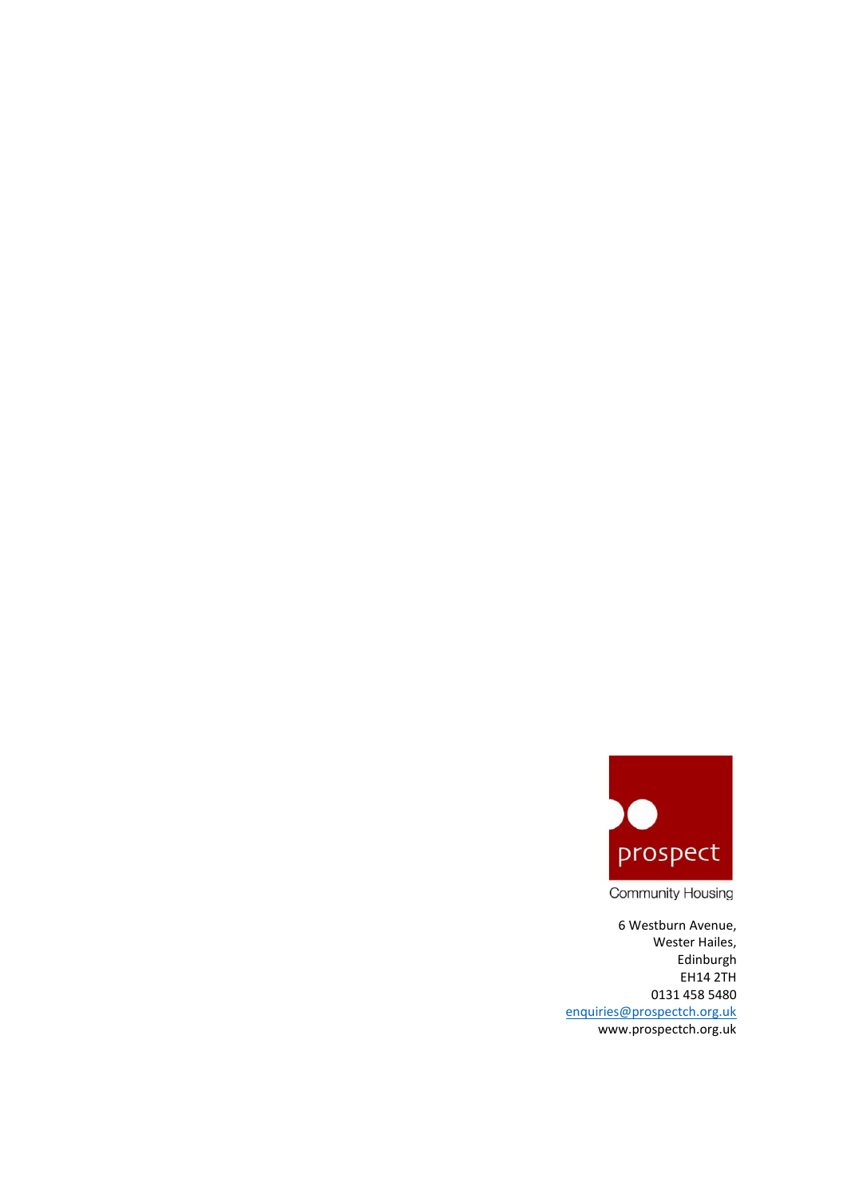prospect

Community Housing

6 Westburn Avenue,
Wester Hailes,
Edinburgh
EH14 2TH
0131 458 5480
enquiries@prospectch.org.uk
www.prospectch.org.uk